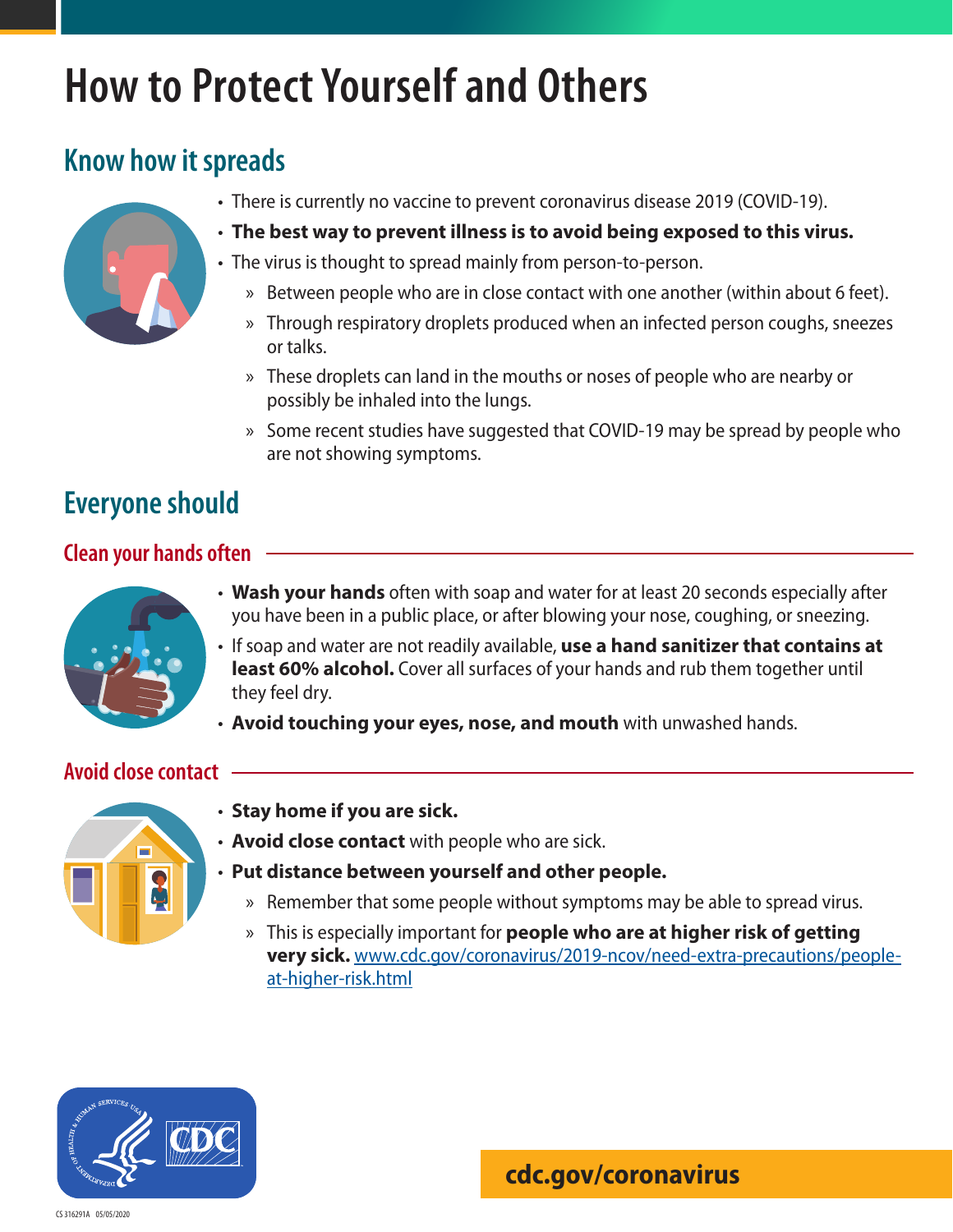# How to Protect Yourself and Others

## Know how it spreads

- There is currently no vaccine to prevent coronavirus disease 2019 (COVID-19).
- **The best way to prevent illness is to avoid being exposed to this virus.**
- The virus is thought to spread mainly from person-to-person.
  - Between people who are in close contact with one another (within about 6 feet).
  - Through respiratory droplets produced when an infected person coughs, sneezes or talks.
  - These droplets can land in the mouths or noses of people who are nearby or possibly be inhaled into the lungs.
  - Some recent studies have suggested that COVID-19 may be spread by people who are not showing symptoms.

## Everyone should

### Clean your hands often

- **Wash your hands** often with soap and water for at least 20 seconds especially after you have been in a public place, or after blowing your nose, coughing, or sneezing.
- If soap and water are not readily available, **use a hand sanitizer that contains at least 60% alcohol.** Cover all surfaces of your hands and rub them together until they feel dry.
- **Avoid touching your eyes, nose, and mouth** with unwashed hands.

### Avoid close contact

- **Stay home if you are sick.**
- **Avoid close contact** with people who are sick.
- **Put distance between yourself and other people.**
  - Remember that some people without symptoms may be able to spread virus.
  - This is especially important for **people who are at higher risk of getting very sick.** www.cdc.gov/coronavirus/2019-ncov/need-extra-precautions/people-at-higher-risk.html

**cdc.gov/coronavirus**

CS 316291A 05/05/2020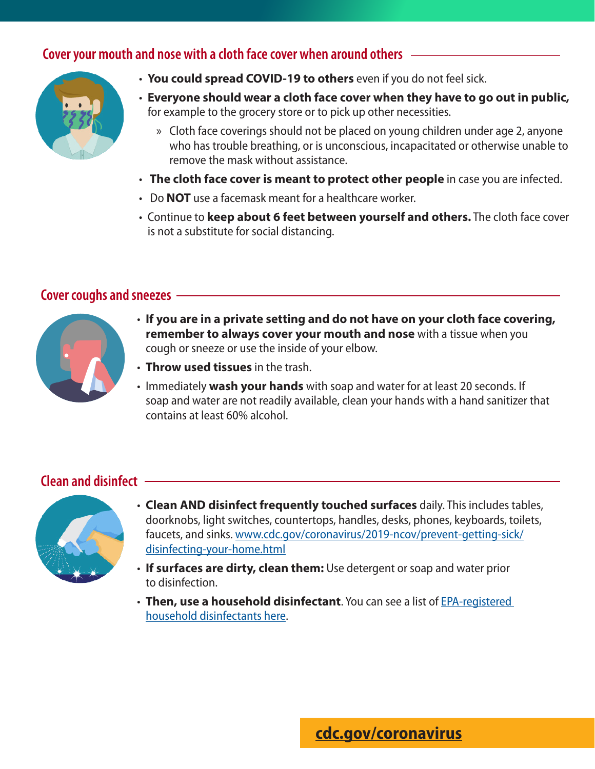## Cover your mouth and nose with a cloth face cover when around others

- **You could spread COVID-19 to others** even if you do not feel sick.
- **Everyone should wear a cloth face cover when they have to go out in public,** for example to the grocery store or to pick up other necessities.
  - Cloth face coverings should not be placed on young children under age 2, anyone who has trouble breathing, or is unconscious, incapacitated or otherwise unable to remove the mask without assistance.
- **The cloth face cover is meant to protect other people** in case you are infected.
- Do **NOT** use a facemask meant for a healthcare worker.
- Continue to **keep about 6 feet between yourself and others.** The cloth face cover is not a substitute for social distancing.

## Cover coughs and sneezes

- **If you are in a private setting and do not have on your cloth face covering, remember to always cover your mouth and nose** with a tissue when you cough or sneeze or use the inside of your elbow.
- **Throw used tissues** in the trash.
- Immediately **wash your hands** with soap and water for at least 20 seconds. If soap and water are not readily available, clean your hands with a hand sanitizer that contains at least 60% alcohol.

## Clean and disinfect

- **Clean AND disinfect frequently touched surfaces** daily. This includes tables, doorknobs, light switches, countertops, handles, desks, phones, keyboards, toilets, faucets, and sinks. www.cdc.gov/coronavirus/2019-ncov/prevent-getting-sick/disinfecting-your-home.html
- **If surfaces are dirty, clean them:** Use detergent or soap and water prior to disinfection.
- **Then, use a household disinfectant**. You can see a list of EPA-registered household disinfectants here.

**cdc.gov/coronavirus**